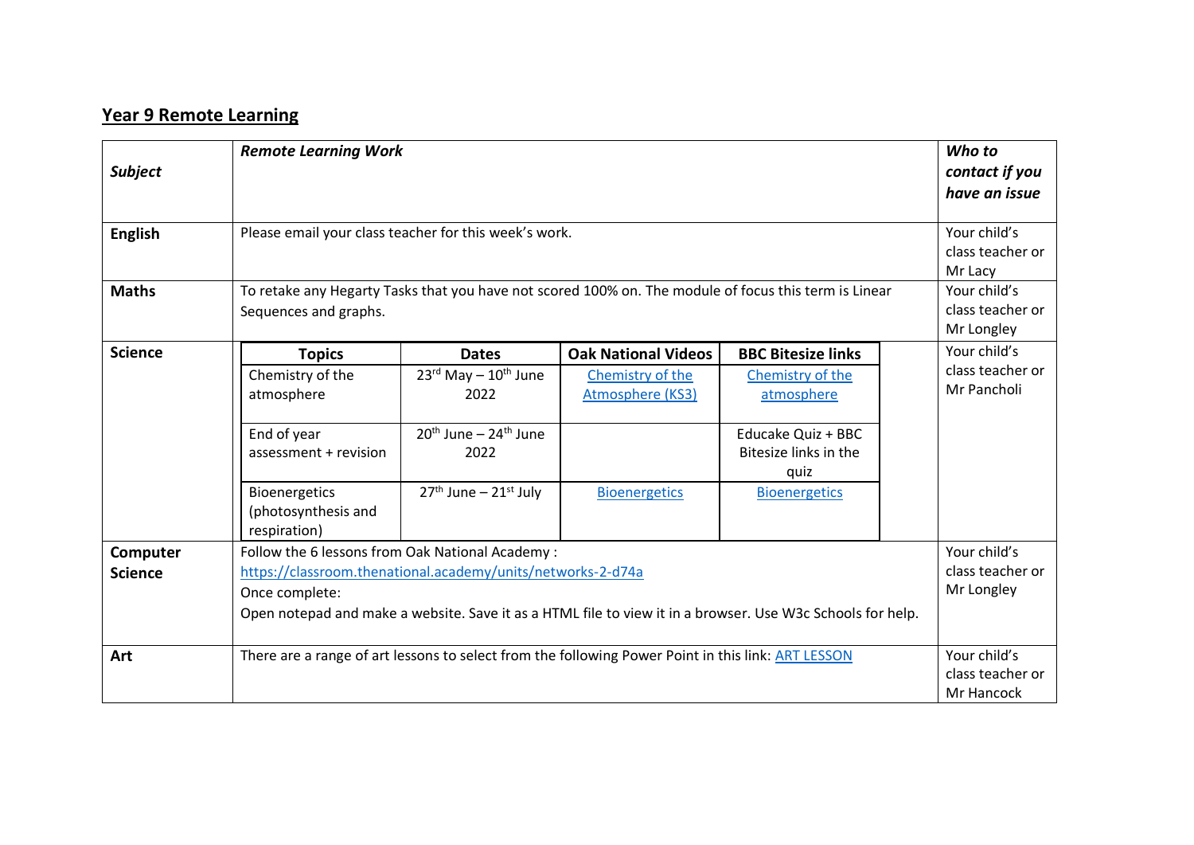# Year 9 Remote Learning

| *Subject* | *Remote Learning Work* | *Who to contact if you have an issue* |
|---|---|---|
| **English** | Please email your class teacher for this week's work. | Your child's class teacher or Mr Lacy |
| **Maths** | To retake any Hegarty Tasks that you have not scored 100% on. The module of focus this term is Linear Sequences and graphs. | Your child's class teacher or Mr Longley |
| **Science** | See Science table below | Your child's class teacher or Mr Pancholi |
| **Computer Science** | Follow the 6 lessons from Oak National Academy : https://classroom.thenational.academy/units/networks-2-d74a <br> Once complete: <br> Open notepad and make a website. Save it as a HTML file to view it in a browser. Use W3c Schools for help. | Your child's class teacher or Mr Longley |
| **Art** | There are a range of art lessons to select from the following Power Point in this link: ART LESSON | Your child's class teacher or Mr Hancock |

**Science**

| Topics | Dates | Oak National Videos | BBC Bitesize links |
|---|---|---|---|
| Chemistry of the atmosphere | 23rd May – 10th June 2022 | Chemistry of the Atmosphere (KS3) | Chemistry of the atmosphere |
| End of year assessment + revision | 20th June – 24th June 2022 | | Educake Quiz + BBC Bitesize links in the quiz |
| Bioenergetics (photosynthesis and respiration) | 27th June – 21st July | Bioenergetics | Bioenergetics |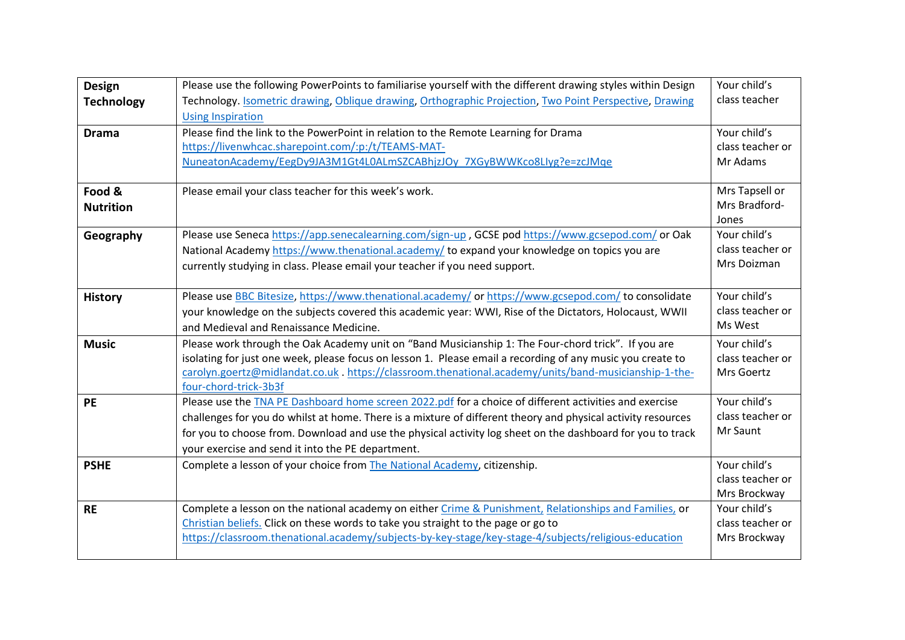| | | |
|---|---|---|
| **Design Technology** | Please use the following PowerPoints to familiarise yourself with the different drawing styles within Design Technology. Isometric drawing, Oblique drawing, Orthographic Projection, Two Point Perspective, Drawing Using Inspiration | Your child's class teacher |
| **Drama** | Please find the link to the PowerPoint in relation to the Remote Learning for Drama https://livenwhcac.sharepoint.com/:p:/t/TEAMS-MAT-NuneatonAcademy/EegDy9JA3M1Gt4L0ALmSZCABhjzJOy_7XGyBWWKco8LIyg?e=zcJMqe | Your child's class teacher or Mr Adams |
| **Food & Nutrition** | Please email your class teacher for this week's work. | Mrs Tapsell or Mrs Bradford-Jones |
| **Geography** | Please use Seneca https://app.senecalearning.com/sign-up , GCSE pod https://www.gcsepod.com/ or Oak National Academy https://www.thenational.academy/ to expand your knowledge on topics you are currently studying in class. Please email your teacher if you need support. | Your child's class teacher or Mrs Doizman |
| **History** | Please use BBC Bitesize, https://www.thenational.academy/ or https://www.gcsepod.com/ to consolidate your knowledge on the subjects covered this academic year: WWI, Rise of the Dictators, Holocaust, WWII and Medieval and Renaissance Medicine. | Your child's class teacher or Ms West |
| **Music** | Please work through the Oak Academy unit on "Band Musicianship 1: The Four-chord trick". If you are isolating for just one week, please focus on lesson 1. Please email a recording of any music you create to carolyn.goertz@midlandat.co.uk . https://classroom.thenational.academy/units/band-musicianship-1-the-four-chord-trick-3b3f | Your child's class teacher or Mrs Goertz |
| **PE** | Please use the TNA PE Dashboard home screen 2022.pdf for a choice of different activities and exercise challenges for you do whilst at home. There is a mixture of different theory and physical activity resources for you to choose from. Download and use the physical activity log sheet on the dashboard for you to track your exercise and send it into the PE department. | Your child's class teacher or Mr Saunt |
| **PSHE** | Complete a lesson of your choice from The National Academy, citizenship. | Your child's class teacher or Mrs Brockway |
| **RE** | Complete a lesson on the national academy on either Crime & Punishment, Relationships and Families, or Christian beliefs. Click on these words to take you straight to the page or go to https://classroom.thenational.academy/subjects-by-key-stage/key-stage-4/subjects/religious-education | Your child's class teacher or Mrs Brockway |